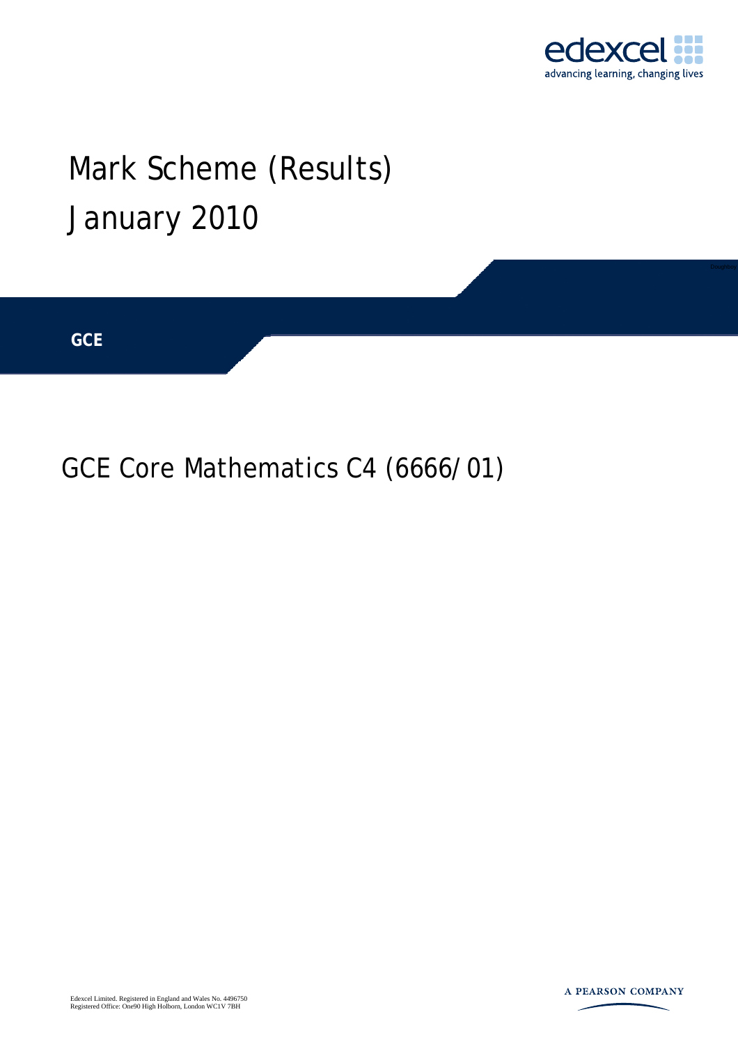edexcel

advancing learning, changing lives

# Mark Scheme (Results)

# January 2010

**GCE**

## GCE Core Mathematics C4 (6666/01)

Edexcel Limited. Registered in England and Wales No. 4496750
Registered Office: One90 High Holborn, London WC1V 7BH

A PEARSON COMPANY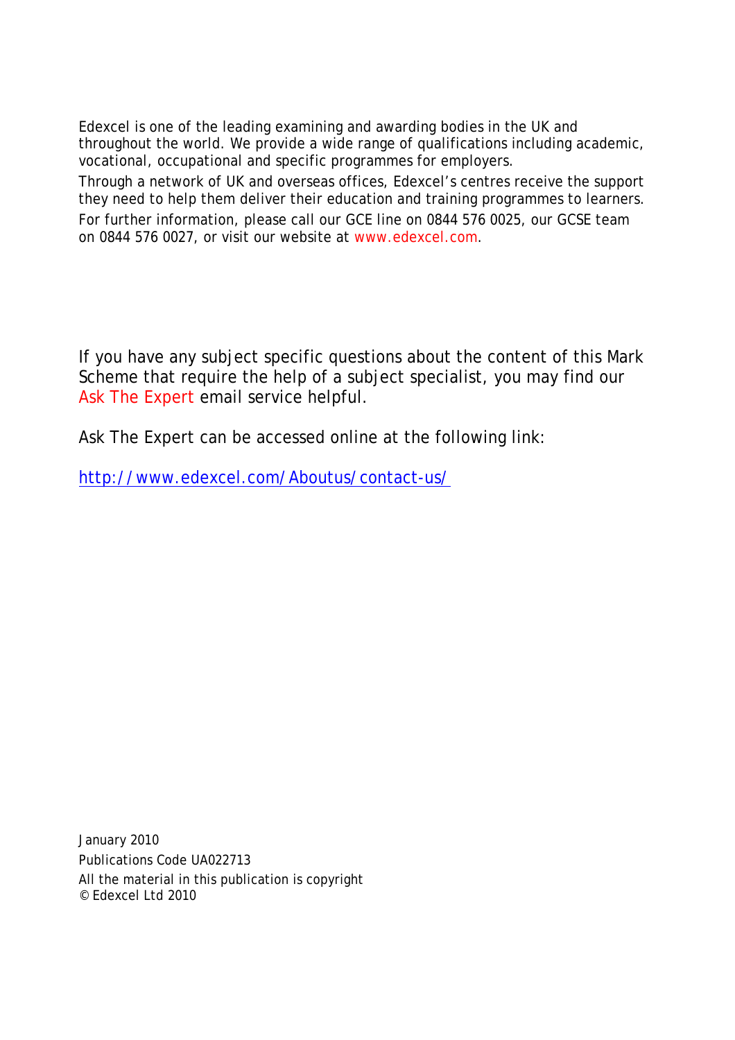Edexcel is one of the leading examining and awarding bodies in the UK and throughout the world. We provide a wide range of qualifications including academic, vocational, occupational and specific programmes for employers.

Through a network of UK and overseas offices, Edexcel's centres receive the support they need to help them deliver their education and training programmes to learners.

For further information, please call our GCE line on 0844 576 0025, our GCSE team on 0844 576 0027, or visit our website at www.edexcel.com.

If you have any subject specific questions about the content of this Mark Scheme that require the help of a subject specialist, you may find our Ask The Expert email service helpful.

Ask The Expert can be accessed online at the following link:

http://www.edexcel.com/Aboutus/contact-us/

January 2010
Publications Code UA022713
All the material in this publication is copyright
© Edexcel Ltd 2010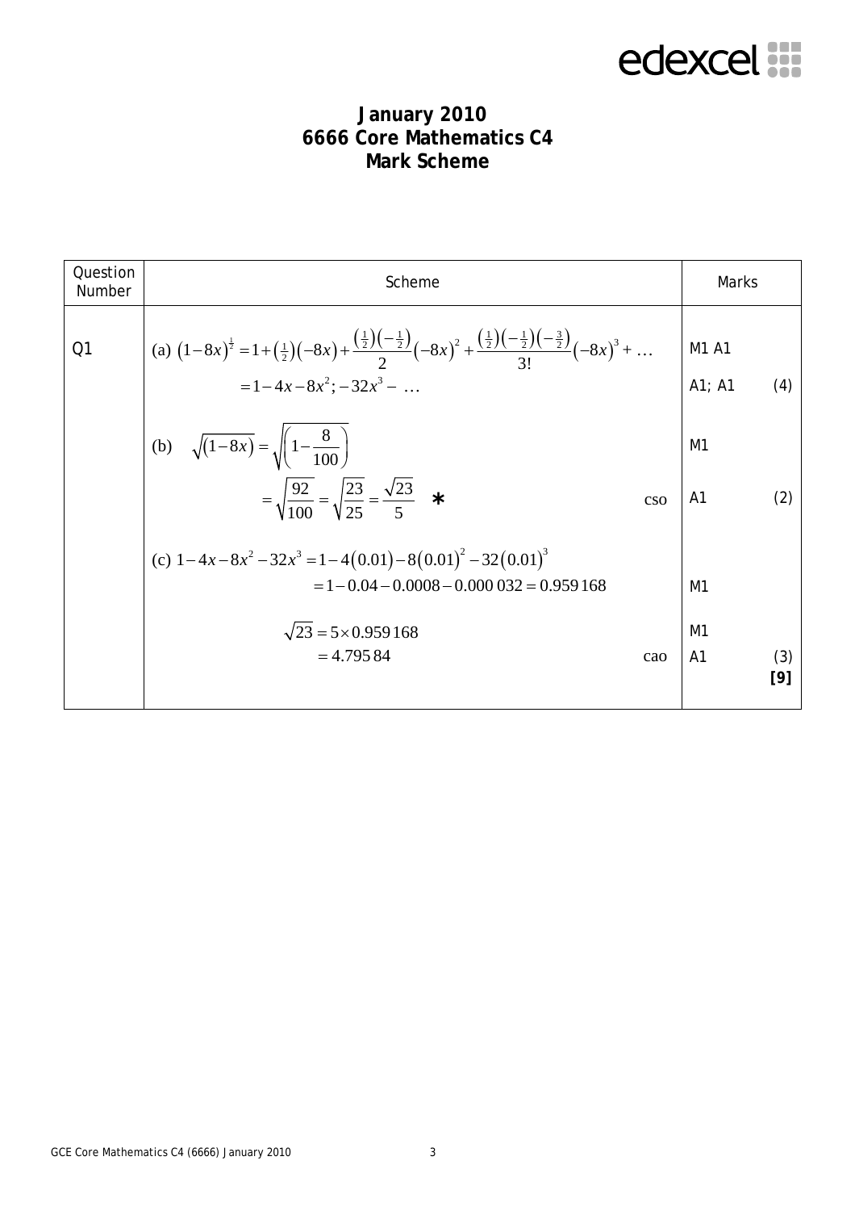# January 2010
# 6666 Core Mathematics C4
# Mark Scheme

| Question Number | Scheme | Marks | |
|---|---|---|---|
| Q1 | (a) $(1-8x)^{\frac{1}{2}} = 1 + \left(\tfrac{1}{2}\right)(-8x) + \dfrac{\left(\tfrac{1}{2}\right)\left(-\tfrac{1}{2}\right)}{2}(-8x)^2 + \dfrac{\left(\tfrac{1}{2}\right)\left(-\tfrac{1}{2}\right)\left(-\tfrac{3}{2}\right)}{3!}(-8x)^3 + \ldots$ | M1 A1 | |
| | $= 1 - 4x - 8x^2; -32x^3 - \ldots$ | A1; A1 | (4) |
| | (b) $\sqrt{(1-8x)} = \sqrt{\left(1-\dfrac{8}{100}\right)}$ | M1 | |
| | $= \sqrt{\dfrac{92}{100}} = \sqrt{\dfrac{23}{25}} = \dfrac{\sqrt{23}}{5}$ * cso | A1 | (2) |
| | (c) $1-4x-8x^2-32x^3 = 1-4(0.01)-8(0.01)^2-32(0.01)^3$ | | |
| | $= 1 - 0.04 - 0.0008 - 0.000\,032 = 0.959\,168$ | M1 | |
| | $\sqrt{23} = 5 \times 0.959\,168$ | M1 | |
| | $= 4.795\,84$ cao | A1 | (3) **[9]** |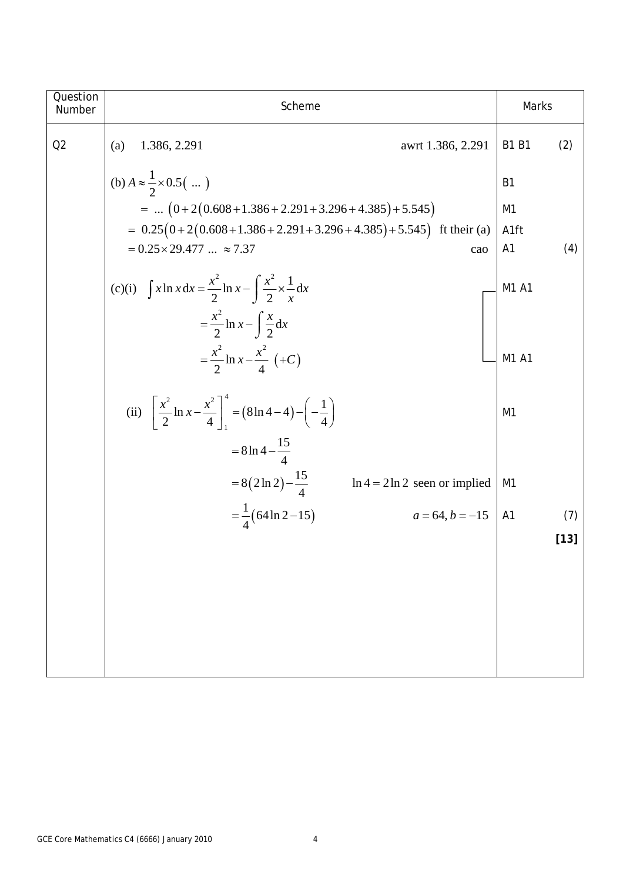| Question Number | Scheme | Marks | |
|---|---|---|---|
| Q2 | (a) 1.386, 2.291 &nbsp;&nbsp;&nbsp;&nbsp; awrt 1.386, 2.291 | B1 B1 | (2) |
| | (b) $A \approx \frac{1}{2} \times 0.5(\ \dots\ )$ | B1 | |
| | $= \ \dots\ \left(0 + 2(0.608 + 1.386 + 2.291 + 3.296 + 4.385) + 5.545\right)$ | M1 | |
| | $= \ 0.25\left(0 + 2(0.608 + 1.386 + 2.291 + 3.296 + 4.385) + 5.545\right)$ ft their (a) | A1ft | |
| | $= 0.25 \times 29.477\ \dots\ \approx 7.37$ &nbsp;&nbsp;&nbsp;&nbsp; cao | A1 | (4) |
| | (c)(i) $\int x \ln x \,\mathrm{d}x = \frac{x^2}{2}\ln x - \int \frac{x^2}{2} \times \frac{1}{x}\,\mathrm{d}x$ | M1 A1 | |
| | $= \frac{x^2}{2}\ln x - \int \frac{x}{2}\,\mathrm{d}x$ | | |
| | $= \frac{x^2}{2}\ln x - \frac{x^2}{4}\ \ (+C)$ | M1 A1 | |
| | (ii) $\left[\frac{x^2}{2}\ln x - \frac{x^2}{4}\right]_1^4 = (8\ln 4 - 4) - \left(-\frac{1}{4}\right)$ | M1 | |
| | $= 8\ln 4 - \frac{15}{4}$ | | |
| | $= 8(2\ln 2) - \frac{15}{4}$ &nbsp;&nbsp;&nbsp;&nbsp; $\ln 4 = 2\ln 2$ seen or implied | M1 | |
| | $= \frac{1}{4}(64\ln 2 - 15)$ &nbsp;&nbsp;&nbsp;&nbsp; $a = 64, b = -15$ | A1 | (7) |
| | | | **[13]** |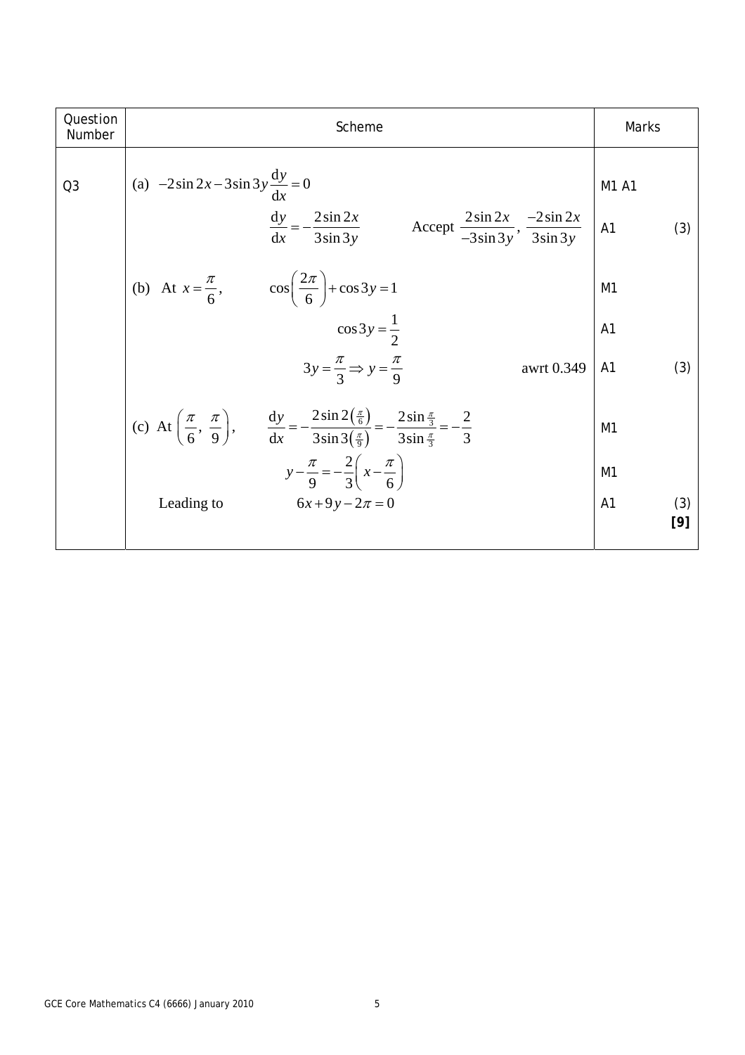| Question Number | Scheme | Marks | |
|---|---|---|---|
| Q3 | (a) $-2\sin 2x - 3\sin 3y \dfrac{\mathrm{d}y}{\mathrm{d}x} = 0$ | M1 A1 | |
| | $\dfrac{\mathrm{d}y}{\mathrm{d}x} = -\dfrac{2\sin 2x}{3\sin 3y}$ Accept $\dfrac{2\sin 2x}{-3\sin 3y}$, $\dfrac{-2\sin 2x}{3\sin 3y}$ | A1 | (3) |
| | (b) At $x = \dfrac{\pi}{6}$, $\cos\left(\dfrac{2\pi}{6}\right) + \cos 3y = 1$ | M1 | |
| | $\cos 3y = \dfrac{1}{2}$ | A1 | |
| | $3y = \dfrac{\pi}{3} \Rightarrow y = \dfrac{\pi}{9}$ awrt 0.349 | A1 | (3) |
| | (c) At $\left(\dfrac{\pi}{6}, \dfrac{\pi}{9}\right)$, $\dfrac{\mathrm{d}y}{\mathrm{d}x} = -\dfrac{2\sin 2\left(\frac{\pi}{6}\right)}{3\sin 3\left(\frac{\pi}{9}\right)} = -\dfrac{2\sin \frac{\pi}{3}}{3\sin \frac{\pi}{3}} = -\dfrac{2}{3}$ | M1 | |
| | $y - \dfrac{\pi}{9} = -\dfrac{2}{3}\left(x - \dfrac{\pi}{6}\right)$ | M1 | |
| | Leading to $6x + 9y - 2\pi = 0$ | A1 | (3) **[9]** |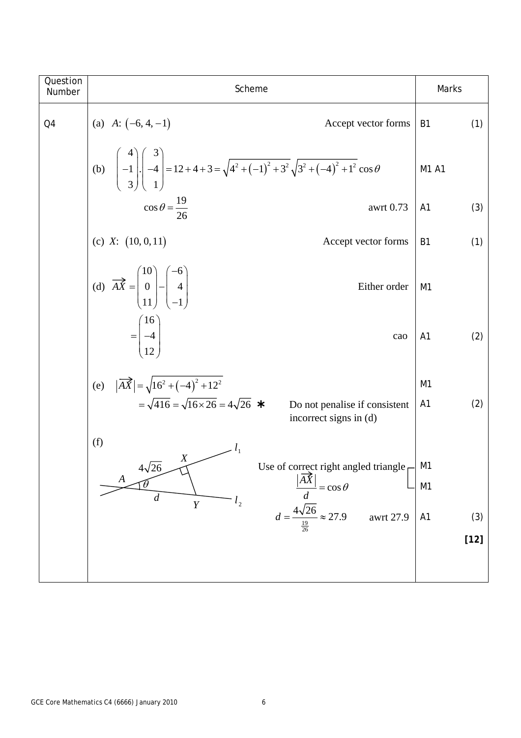| Question Number | Scheme | | Marks | |
|---|---|---|---|---|
| Q4 | (a) $A$: $(-6, 4, -1)$ | Accept vector forms | B1 | (1) |
| | (b) $\begin{pmatrix} 4 \\ -1 \\ 3 \end{pmatrix} . \begin{pmatrix} 3 \\ -4 \\ 1 \end{pmatrix} = 12 + 4 + 3 = \sqrt{4^2 + (-1)^2 + 3^2}\sqrt{3^2 + (-4)^2 + 1^2}\cos\theta$ | | M1 A1 | |
| | $\cos\theta = \dfrac{19}{26}$ | awrt 0.73 | A1 | (3) |
| | (c) $X$: $(10, 0, 11)$ | Accept vector forms | B1 | (1) |
| | (d) $\overrightarrow{AX} = \begin{pmatrix} 10 \\ 0 \\ 11 \end{pmatrix} - \begin{pmatrix} -6 \\ 4 \\ -1 \end{pmatrix}$ | Either order | M1 | |
| | $= \begin{pmatrix} 16 \\ -4 \\ 12 \end{pmatrix}$ | cao | A1 | (2) |
| | (e) $\lvert\overrightarrow{AX}\rvert = \sqrt{16^2 + (-4)^2 + 12^2}$ | | M1 | |
| | $= \sqrt{416} = \sqrt{16 \times 26} = 4\sqrt{26}$ * | Do not penalise if consistent incorrect signs in (d) | A1 | (2) |
| | (f) [Diagram: lines $l_1$ and $l_2$ meeting at $A$ with angle $\theta$; $AX = 4\sqrt{26}$ along $l_1$; right angle at $X$; $XY$ perpendicular to $l_1$ meeting $l_2$ at $Y$; $AY = d$] | Use of correct right angled triangle | M1 | |
| | | $\dfrac{\lvert\overrightarrow{AX}\rvert}{d} = \cos\theta$ | M1 | |
| | $d = \dfrac{4\sqrt{26}}{\frac{19}{26}} \approx 27.9$ | awrt 27.9 | A1 | (3) |
| | | | | **[12]** |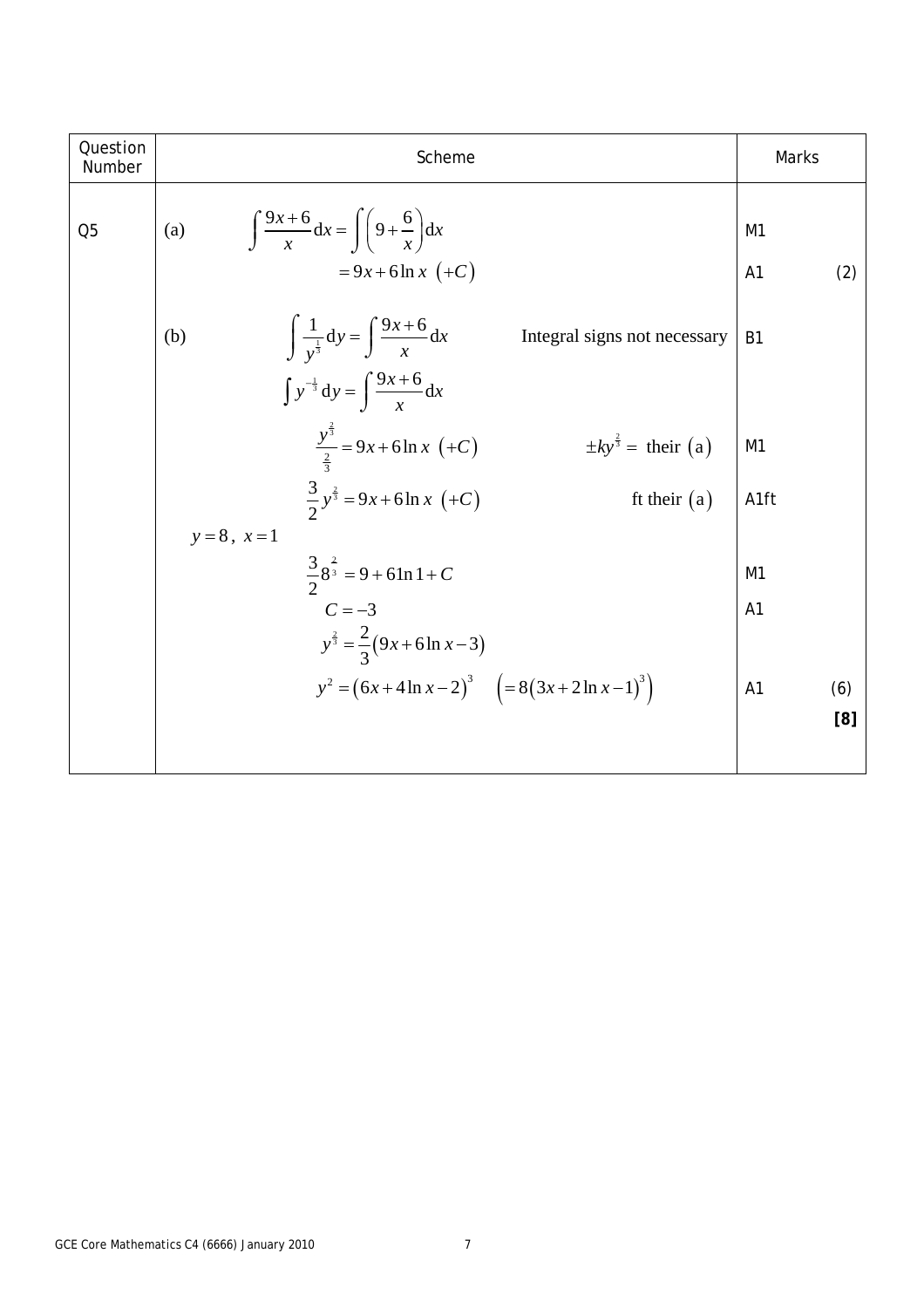| Question Number | Scheme | | Marks | |
|---|---|---|---|---|
| Q5 | (a) $\displaystyle\int \frac{9x+6}{x}\,\mathrm{d}x = \int \left(9+\frac{6}{x}\right)\mathrm{d}x$ | | M1 | |
| | $= 9x + 6\ln x \ (+C)$ | | A1 | (2) |
| | (b) $\displaystyle\int \frac{1}{y^{\frac{1}{3}}}\,\mathrm{d}y = \int \frac{9x+6}{x}\,\mathrm{d}x$ | Integral signs not necessary | B1 | |
| | $\displaystyle\int y^{-\frac{1}{3}}\,\mathrm{d}y = \int \frac{9x+6}{x}\,\mathrm{d}x$ | | | |
| | $\dfrac{y^{\frac{2}{3}}}{\frac{2}{3}} = 9x + 6\ln x \ (+C)$ | $\pm k y^{\frac{2}{3}} =$ their (a) | M1 | |
| | $\dfrac{3}{2}y^{\frac{2}{3}} = 9x + 6\ln x \ (+C)$ | ft their (a) | A1ft | |
| | $y = 8,\ x = 1$ | | | |
| | $\dfrac{3}{2}8^{\frac{2}{3}} = 9 + 6\ln 1 + C$ | | M1 | |
| | $C = -3$ | | A1 | |
| | $y^{\frac{2}{3}} = \dfrac{2}{3}(9x + 6\ln x - 3)$ | | | |
| | $y^2 = (6x + 4\ln x - 2)^3 \quad \left(= 8(3x + 2\ln x - 1)^3\right)$ | | A1 | (6) |
| | | | | **[8]** |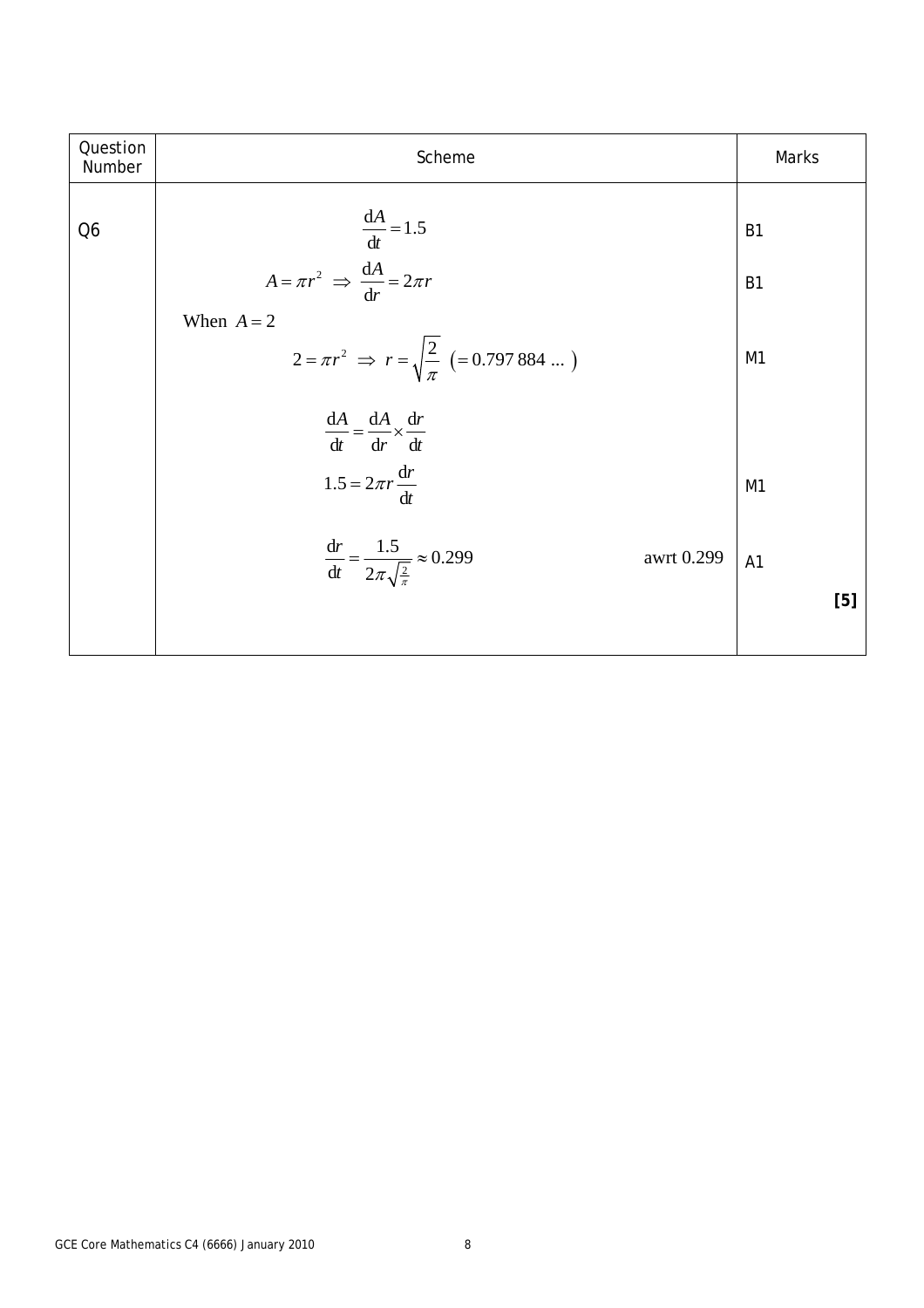| Question Number | Scheme | Marks |
|---|---|---|
| Q6 | $\dfrac{\mathrm{d}A}{\mathrm{d}t} = 1.5$ | B1 |
| | $A = \pi r^2 \;\Rightarrow\; \dfrac{\mathrm{d}A}{\mathrm{d}r} = 2\pi r$ | B1 |
| | When $A = 2$ | |
| | $2 = \pi r^2 \;\Rightarrow\; r = \sqrt{\dfrac{2}{\pi}} \;\left(= 0.797\,884\ \ldots\right)$ | M1 |
| | $\dfrac{\mathrm{d}A}{\mathrm{d}t} = \dfrac{\mathrm{d}A}{\mathrm{d}r} \times \dfrac{\mathrm{d}r}{\mathrm{d}t}$ | |
| | $1.5 = 2\pi r \dfrac{\mathrm{d}r}{\mathrm{d}t}$ | M1 |
| | $\dfrac{\mathrm{d}r}{\mathrm{d}t} = \dfrac{1.5}{2\pi\sqrt{\frac{2}{\pi}}} \approx 0.299$ &nbsp;&nbsp;&nbsp;&nbsp; awrt 0.299 | A1 |
| | | **[5]** |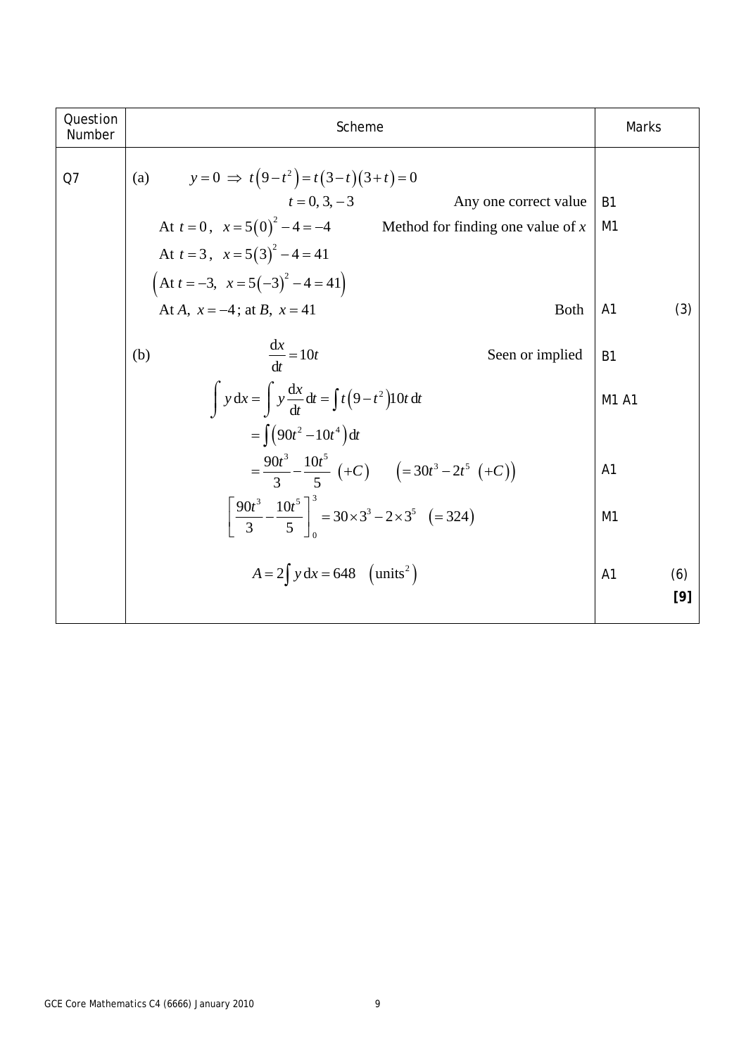| Question Number | Scheme | | Marks | |
|---|---|---|---|---|
| Q7 | (a) $y = 0 \Rightarrow t(9-t^2) = t(3-t)(3+t) = 0$ | | | |
| | $t = 0, 3, -3$ | Any one correct value | B1 | |
| | At $t = 0$, $x = 5(0)^2 - 4 = -4$ | Method for finding one value of $x$ | M1 | |
| | At $t = 3$, $x = 5(3)^2 - 4 = 41$ | | | |
| | $\left(\text{At } t = -3, \; x = 5(-3)^2 - 4 = 41\right)$ | | | |
| | At $A$, $x = -4$; at $B$, $x = 41$ | Both | A1 | (3) |
| | (b) $\dfrac{\mathrm{d}x}{\mathrm{d}t} = 10t$ | Seen or implied | B1 | |
| | $\displaystyle\int y\,\mathrm{d}x = \int y \frac{\mathrm{d}x}{\mathrm{d}t}\,\mathrm{d}t = \int t(9-t^2)10t\,\mathrm{d}t$ | | M1 A1 | |
| | $= \displaystyle\int \left(90t^2 - 10t^4\right)\mathrm{d}t$ | | | |
| | $= \dfrac{90t^3}{3} - \dfrac{10t^5}{5} \; (+C) \qquad \left(= 30t^3 - 2t^5 \; (+C)\right)$ | | A1 | |
| | $\left[\dfrac{90t^3}{3} - \dfrac{10t^5}{5}\right]_0^3 = 30 \times 3^3 - 2 \times 3^5 \quad (= 324)$ | | M1 | |
| | $A = 2\displaystyle\int y\,\mathrm{d}x = 648 \quad \left(\text{units}^2\right)$ | | A1 | (6) **[9]** |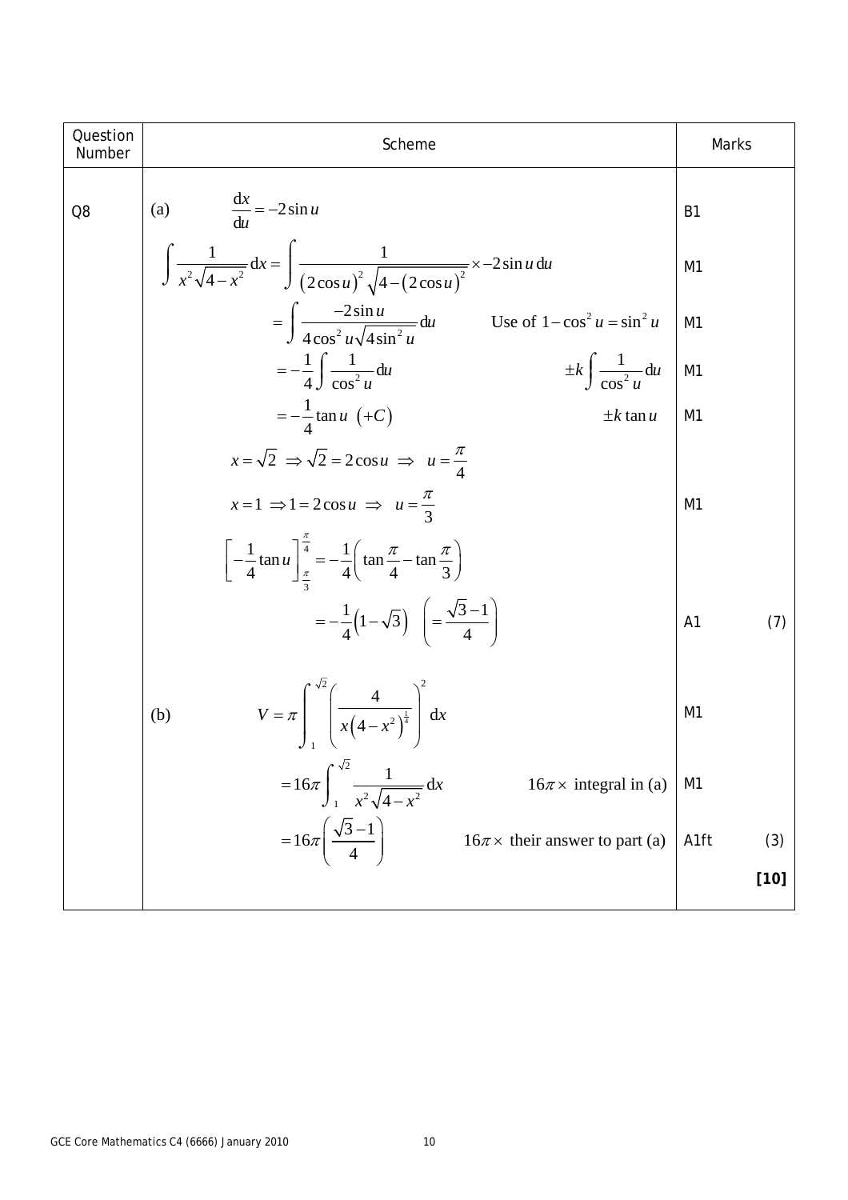| Question Number | Scheme | | Marks | |
|---|---|---|---|---|
| Q8 | (a) $\dfrac{\mathrm{d}x}{\mathrm{d}u} = -2\sin u$ | | B1 | |
| | $\displaystyle\int \frac{1}{x^2\sqrt{4-x^2}}\,\mathrm{d}x = \int \frac{1}{(2\cos u)^2\sqrt{4-(2\cos u)^2}} \times -2\sin u\,\mathrm{d}u$ | | M1 | |
| | $\displaystyle = \int \frac{-2\sin u}{4\cos^2 u\sqrt{4\sin^2 u}}\,\mathrm{d}u$ | Use of $1-\cos^2 u = \sin^2 u$ | M1 | |
| | $\displaystyle = -\frac{1}{4}\int \frac{1}{\cos^2 u}\,\mathrm{d}u$ | $\displaystyle \pm k\int \frac{1}{\cos^2 u}\,\mathrm{d}u$ | M1 | |
| | $\displaystyle = -\frac{1}{4}\tan u \;(+C)$ | $\pm k\tan u$ | M1 | |
| | $x=\sqrt{2} \Rightarrow \sqrt{2} = 2\cos u \Rightarrow u = \dfrac{\pi}{4}$ | | | |
| | $x = 1 \Rightarrow 1 = 2\cos u \Rightarrow u = \dfrac{\pi}{3}$ | | M1 | |
| | $\displaystyle \left[-\frac{1}{4}\tan u\right]_{\frac{\pi}{3}}^{\frac{\pi}{4}} = -\frac{1}{4}\left(\tan\frac{\pi}{4} - \tan\frac{\pi}{3}\right)$ | | | |
| | $\displaystyle = -\frac{1}{4}\left(1-\sqrt{3}\right) \quad \left(= \frac{\sqrt{3}-1}{4}\right)$ | | A1 | (7) |
| | (b) $\displaystyle V = \pi\int_1^{\sqrt{2}} \left(\frac{4}{x\left(4-x^2\right)^{\frac{1}{4}}}\right)^2 \mathrm{d}x$ | | M1 | |
| | $\displaystyle = 16\pi\int_1^{\sqrt{2}} \frac{1}{x^2\sqrt{4-x^2}}\,\mathrm{d}x$ | $16\pi \times$ integral in (a) | M1 | |
| | $\displaystyle = 16\pi\left(\frac{\sqrt{3}-1}{4}\right)$ | $16\pi \times$ their answer to part (a) | A1ft | (3) |
| | | | | **[10]** |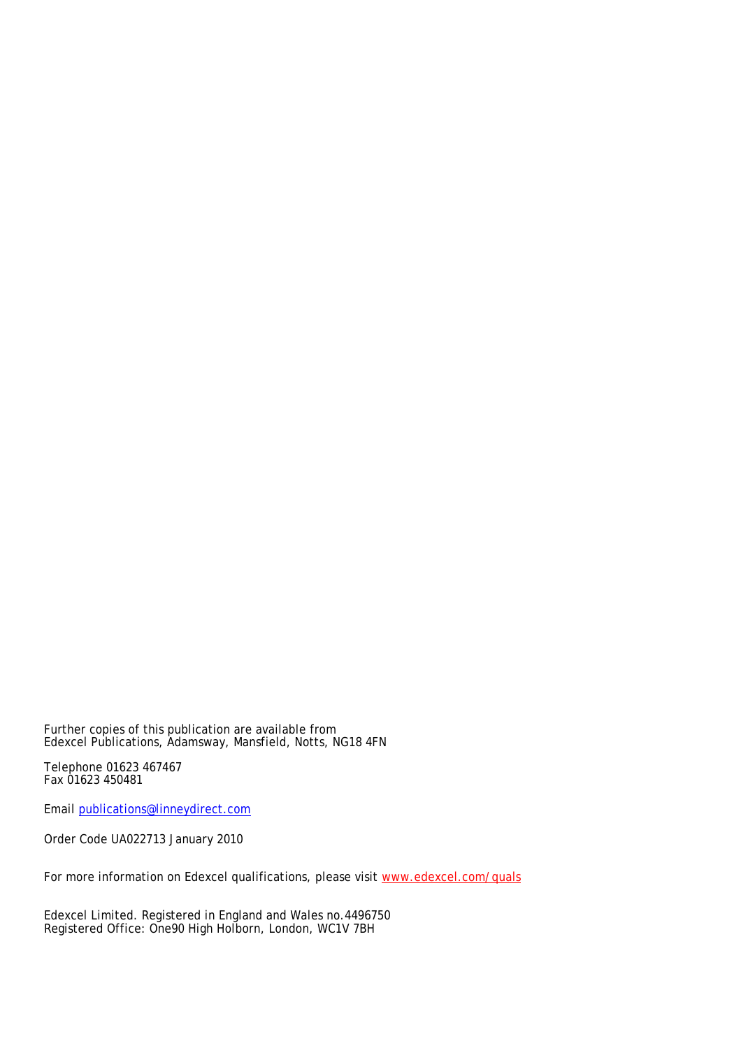Further copies of this publication are available from
Edexcel Publications, Adamsway, Mansfield, Notts, NG18 4FN

Telephone 01623 467467
Fax 01623 450481

Email publications@linneydirect.com

Order Code UA022713 January 2010

For more information on Edexcel qualifications, please visit www.edexcel.com/quals

Edexcel Limited. Registered in England and Wales no.4496750
Registered Office: One90 High Holborn, London, WC1V 7BH